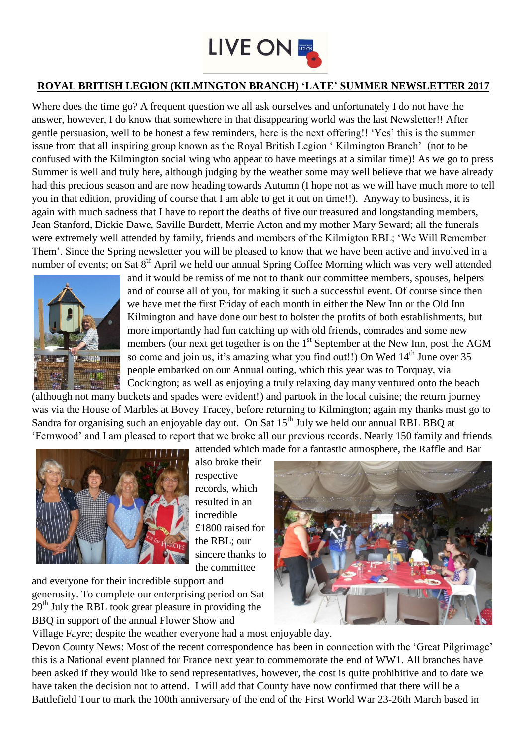LIVE ON

**ROYAL BRITISH LEGION (KILMINGTON BRANCH) 'LATE' SUMMER NEWSLETTER 2017**

Where does the time go? A frequent question we all ask ourselves and unfortunately I do not have the answer, however, I do know that somewhere in that disappearing world was the last Newsletter!! After gentle persuasion, well to be honest a few reminders, here is the next offering!! 'Yes' this is the summer issue from that all inspiring group known as the Royal British Legion ' Kilmington Branch' (not to be confused with the Kilmington social wing who appear to have meetings at a similar time)! As we go to press Summer is well and truly here, although judging by the weather some may well believe that we have already had this precious season and are now heading towards Autumn (I hope not as we will have much more to tell you in that edition, providing of course that I am able to get it out on time!!). Anyway to business, it is again with much sadness that I have to report the deaths of five our treasured and longstanding members, Jean Stanford, Dickie Dawe, Saville Burdett, Merrie Acton and my mother Mary Seward; all the funerals were extremely well attended by family, friends and members of the Kilmigton RBL; 'We Will Remember Them'. Since the Spring newsletter you will be pleased to know that we have been active and involved in a number of events; on Sat 8th April we held our annual Spring Coffee Morning which was very well attended and it would be remiss of me not to thank our committee members, spouses, helpers and of course all of you, for making it such a successful event. Of course since then we have met the first Friday of each month in either the New Inn or the Old Inn Kilmington and have done our best to bolster the profits of both establishments, but more importantly had fun catching up with old friends, comrades and some new members (our next get together is on the 1st September at the New Inn, post the AGM so come and join us, it's amazing what you find out!!) On Wed 14th June over 35 people embarked on our Annual outing, which this year was to Torquay, via Cockington; as well as enjoying a truly relaxing day many ventured onto the beach (although not many buckets and spades were evident!) and partook in the local cuisine; the return journey was via the House of Marbles at Bovey Tracey, before returning to Kilmington; again my thanks must go to Sandra for organising such an enjoyable day out. On Sat 15th July we held our annual RBL BBQ at 'Fernwood' and I am pleased to report that we broke all our previous records. Nearly 150 family and friends attended which made for a fantastic atmosphere, the Raffle and Bar also broke their respective records, which resulted in an incredible £1800 raised for the RBL; our sincere thanks to the committee and everyone for their incredible support and generosity. To complete our enterprising period on Sat 29th July the RBL took great pleasure in providing the BBQ in support of the annual Flower Show and Village Fayre; despite the weather everyone had a most enjoyable day.

Devon County News: Most of the recent correspondence has been in connection with the 'Great Pilgrimage' this is a National event planned for France next year to commemorate the end of WW1. All branches have been asked if they would like to send representatives, however, the cost is quite prohibitive and to date we have taken the decision not to attend. I will add that County have now confirmed that there will be a Battlefield Tour to mark the 100th anniversary of the end of the First World War 23-26th March based in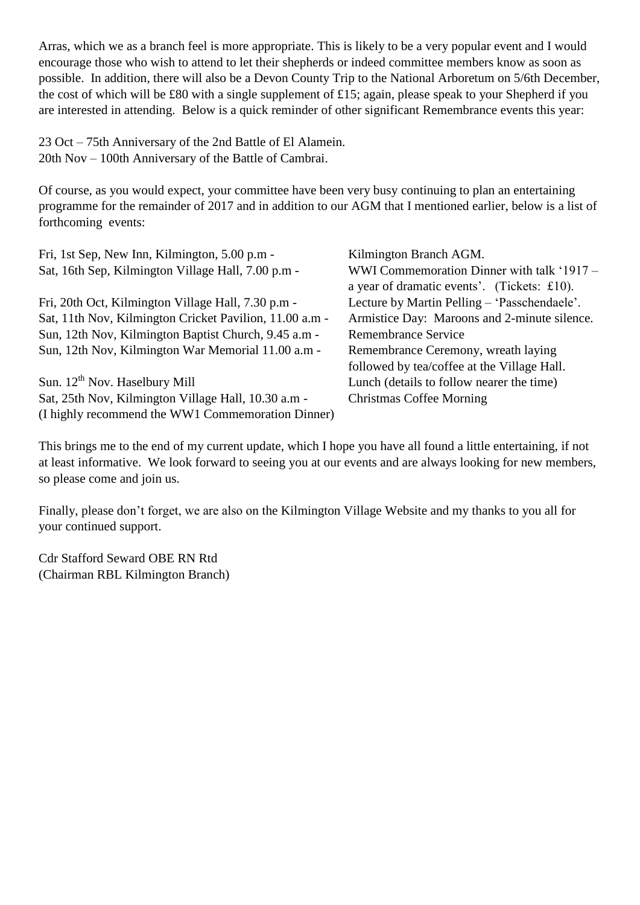Arras, which we as a branch feel is more appropriate. This is likely to be a very popular event and I would encourage those who wish to attend to let their shepherds or indeed committee members know as soon as possible. In addition, there will also be a Devon County Trip to the National Arboretum on 5/6th December, the cost of which will be £80 with a single supplement of £15; again, please speak to your Shepherd if you are interested in attending. Below is a quick reminder of other significant Remembrance events this year:

23 Oct – 75th Anniversary of the 2nd Battle of El Alamein.
20th Nov – 100th Anniversary of the Battle of Cambrai.

Of course, as you would expect, your committee have been very busy continuing to plan an entertaining programme for the remainder of 2017 and in addition to our AGM that I mentioned earlier, below is a list of forthcoming events:

| | |
|---|---|
| Fri, 1st Sep, New Inn, Kilmington, 5.00 p.m - | Kilmington Branch AGM. |
| Sat, 16th Sep, Kilmington Village Hall, 7.00 p.m - | WWI Commemoration Dinner with talk '1917 – a year of dramatic events'. (Tickets: £10). |
| Fri, 20th Oct, Kilmington Village Hall, 7.30 p.m - | Lecture by Martin Pelling – 'Passchendaele'. |
| Sat, 11th Nov, Kilmington Cricket Pavilion, 11.00 a.m - | Armistice Day: Maroons and 2-minute silence. |
| Sun, 12th Nov, Kilmington Baptist Church, 9.45 a.m - | Remembrance Service |
| Sun, 12th Nov, Kilmington War Memorial 11.00 a.m - | Remembrance Ceremony, wreath laying followed by tea/coffee at the Village Hall. |
| Sun. 12th Nov. Haselbury Mill | Lunch (details to follow nearer the time) |
| Sat, 25th Nov, Kilmington Village Hall, 10.30 a.m - | Christmas Coffee Morning |

(I highly recommend the WW1 Commemoration Dinner)

This brings me to the end of my current update, which I hope you have all found a little entertaining, if not at least informative. We look forward to seeing you at our events and are always looking for new members, so please come and join us.

Finally, please don't forget, we are also on the Kilmington Village Website and my thanks to you all for your continued support.

Cdr Stafford Seward OBE RN Rtd
(Chairman RBL Kilmington Branch)